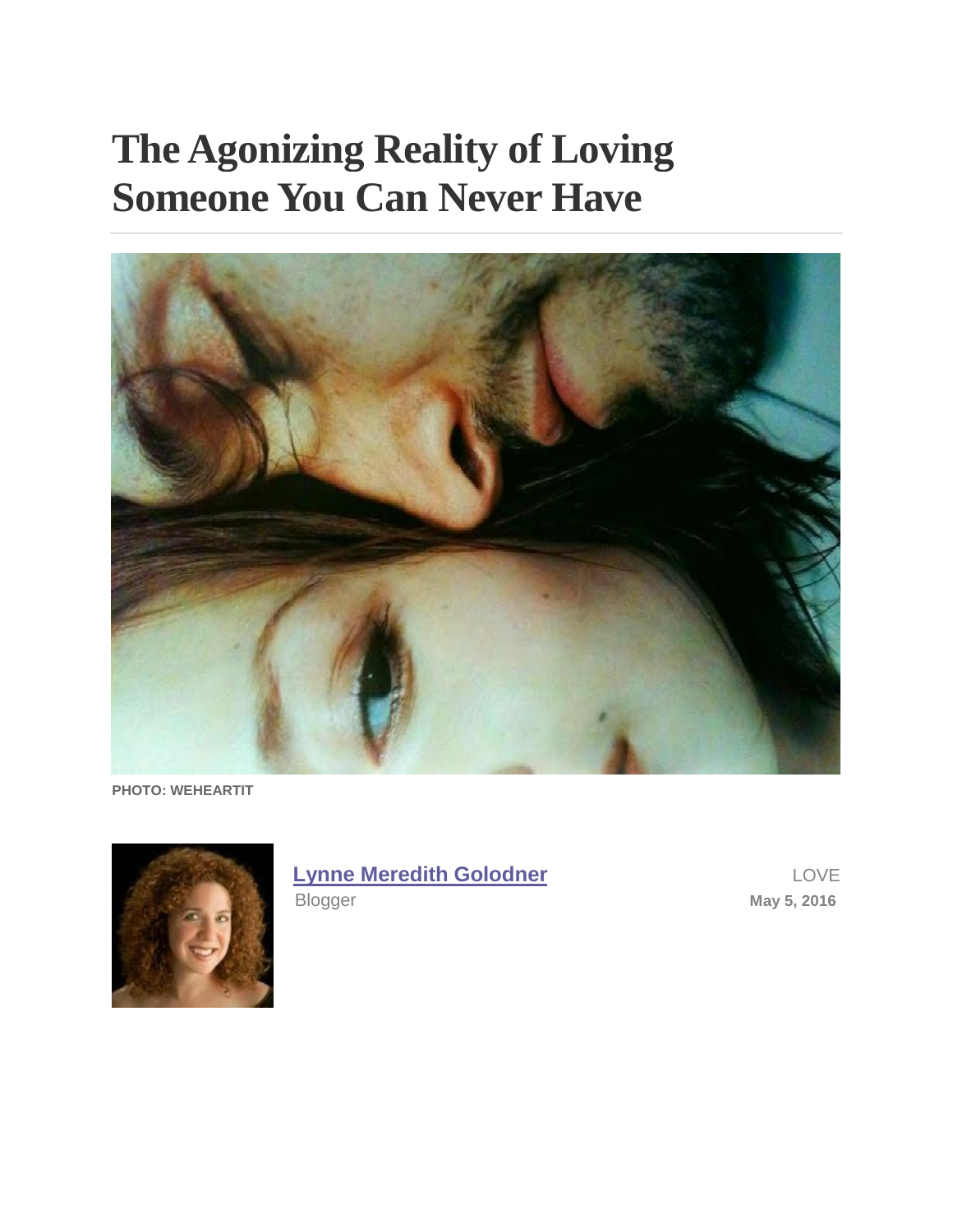# The Agonizing Reality of Loving Someone You Can Never Have

PHOTO: WEHEARTIT

Lynne Meredith Golodner
Blogger

LOVE
May 5, 2016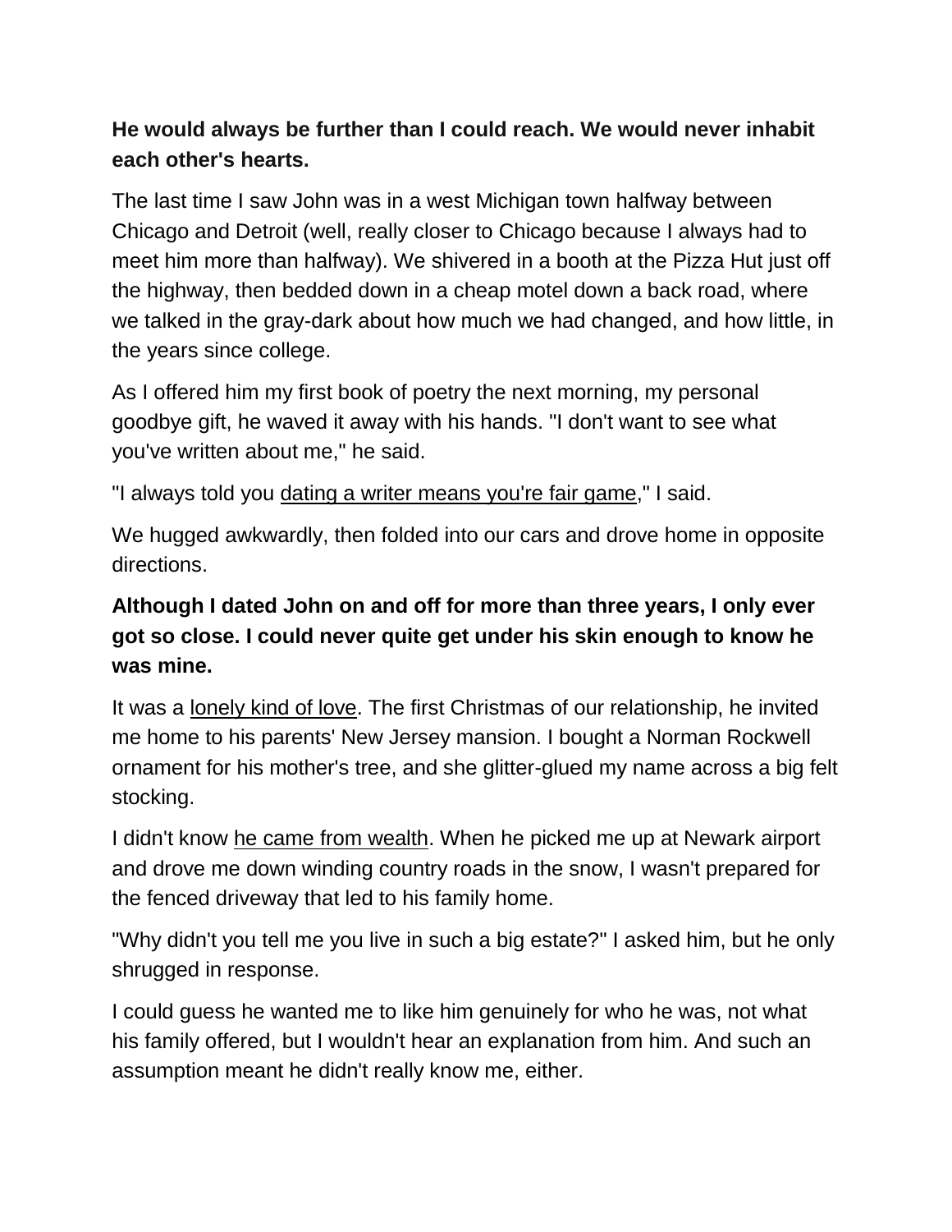**He would always be further than I could reach. We would never inhabit each other's hearts.**

The last time I saw John was in a west Michigan town halfway between Chicago and Detroit (well, really closer to Chicago because I always had to meet him more than halfway). We shivered in a booth at the Pizza Hut just off the highway, then bedded down in a cheap motel down a back road, where we talked in the gray-dark about how much we had changed, and how little, in the years since college.

As I offered him my first book of poetry the next morning, my personal goodbye gift, he waved it away with his hands. "I don't want to see what you've written about me," he said.

"I always told you dating a writer means you're fair game," I said.

We hugged awkwardly, then folded into our cars and drove home in opposite directions.

**Although I dated John on and off for more than three years, I only ever got so close. I could never quite get under his skin enough to know he was mine.**

It was a lonely kind of love. The first Christmas of our relationship, he invited me home to his parents' New Jersey mansion. I bought a Norman Rockwell ornament for his mother's tree, and she glitter-glued my name across a big felt stocking.

I didn't know he came from wealth. When he picked me up at Newark airport and drove me down winding country roads in the snow, I wasn't prepared for the fenced driveway that led to his family home.

"Why didn't you tell me you live in such a big estate?" I asked him, but he only shrugged in response.

I could guess he wanted me to like him genuinely for who he was, not what his family offered, but I wouldn't hear an explanation from him. And such an assumption meant he didn't really know me, either.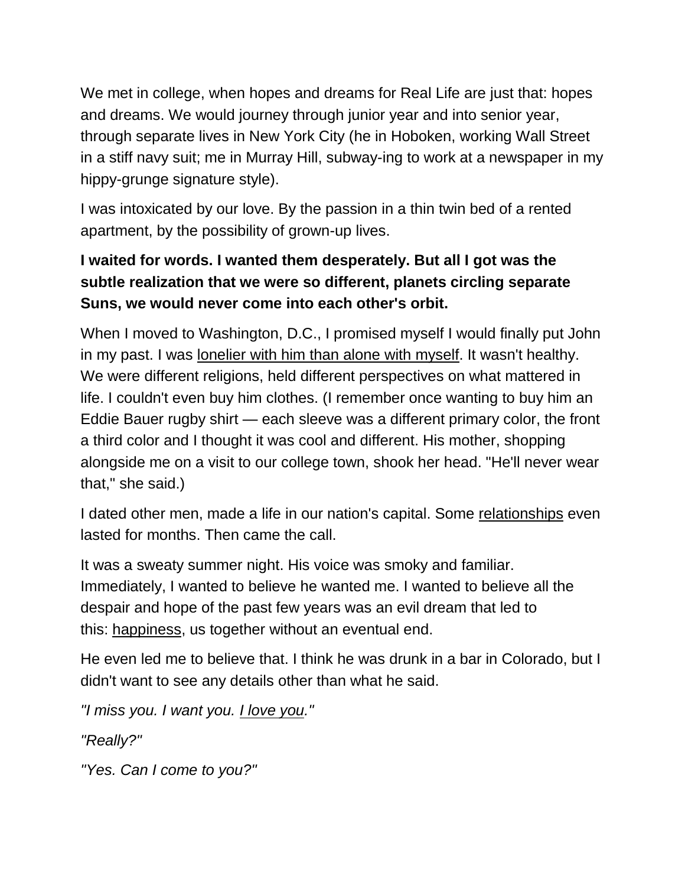We met in college, when hopes and dreams for Real Life are just that: hopes and dreams. We would journey through junior year and into senior year, through separate lives in New York City (he in Hoboken, working Wall Street in a stiff navy suit; me in Murray Hill, subway-ing to work at a newspaper in my hippy-grunge signature style).

I was intoxicated by our love. By the passion in a thin twin bed of a rented apartment, by the possibility of grown-up lives.

**I waited for words. I wanted them desperately. But all I got was the subtle realization that we were so different, planets circling separate Suns, we would never come into each other's orbit.**

When I moved to Washington, D.C., I promised myself I would finally put John in my past. I was lonelier with him than alone with myself. It wasn't healthy. We were different religions, held different perspectives on what mattered in life. I couldn't even buy him clothes. (I remember once wanting to buy him an Eddie Bauer rugby shirt — each sleeve was a different primary color, the front a third color and I thought it was cool and different. His mother, shopping alongside me on a visit to our college town, shook her head. "He'll never wear that," she said.)

I dated other men, made a life in our nation's capital. Some relationships even lasted for months. Then came the call.

It was a sweaty summer night. His voice was smoky and familiar. Immediately, I wanted to believe he wanted me. I wanted to believe all the despair and hope of the past few years was an evil dream that led to this: happiness, us together without an eventual end.

He even led me to believe that. I think he was drunk in a bar in Colorado, but I didn't want to see any details other than what he said.

*"I miss you. I want you. I love you."*

*"Really?"*

*"Yes. Can I come to you?"*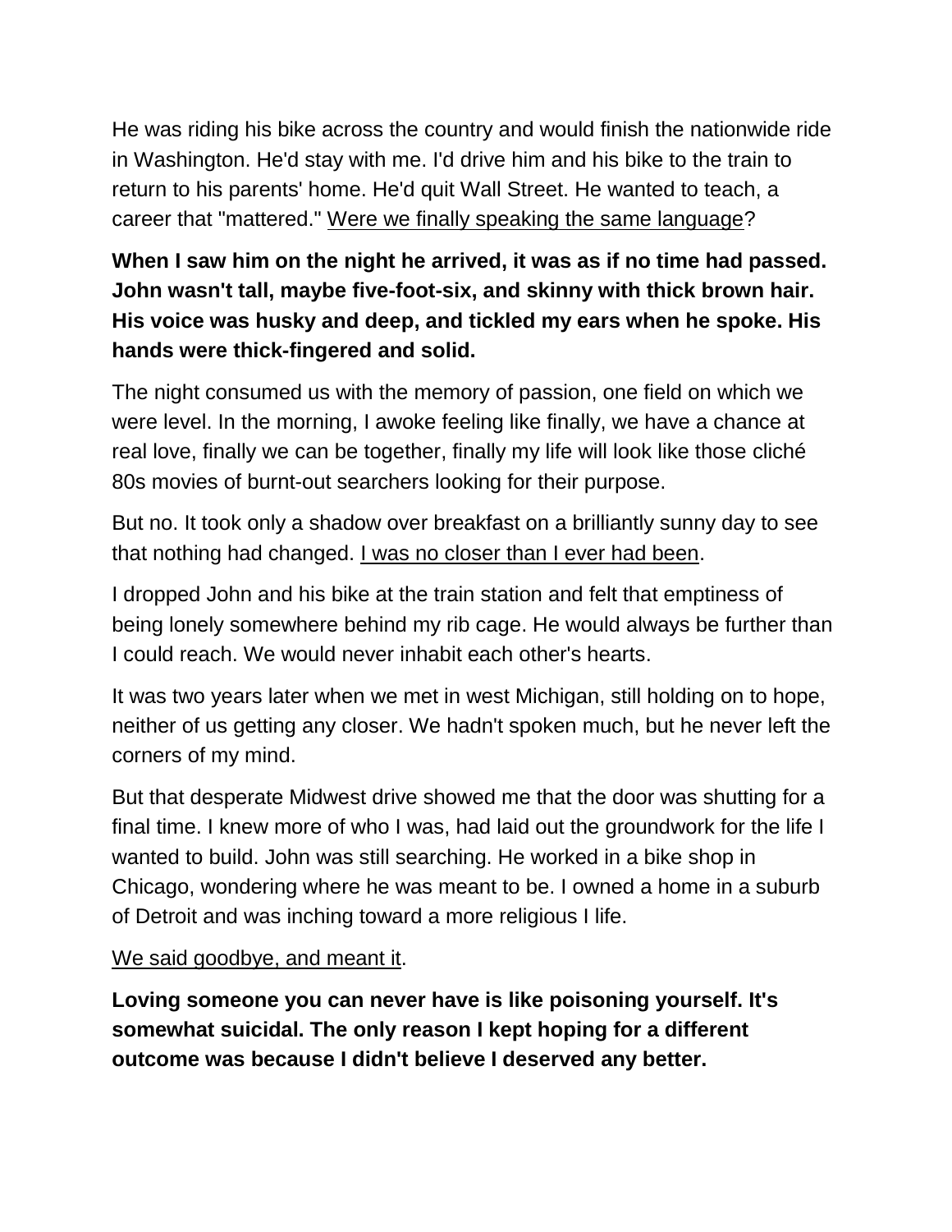He was riding his bike across the country and would finish the nationwide ride in Washington. He'd stay with me. I'd drive him and his bike to the train to return to his parents' home. He'd quit Wall Street. He wanted to teach, a career that "mattered." <u>Were we finally speaking the same language</u>?

**When I saw him on the night he arrived, it was as if no time had passed. John wasn't tall, maybe five-foot-six, and skinny with thick brown hair. His voice was husky and deep, and tickled my ears when he spoke. His hands were thick-fingered and solid.**

The night consumed us with the memory of passion, one field on which we were level. In the morning, I awoke feeling like finally, we have a chance at real love, finally we can be together, finally my life will look like those cliché 80s movies of burnt-out searchers looking for their purpose.

But no. It took only a shadow over breakfast on a brilliantly sunny day to see that nothing had changed. <u>I was no closer than I ever had been</u>.

I dropped John and his bike at the train station and felt that emptiness of being lonely somewhere behind my rib cage. He would always be further than I could reach. We would never inhabit each other's hearts.

It was two years later when we met in west Michigan, still holding on to hope, neither of us getting any closer. We hadn't spoken much, but he never left the corners of my mind.

But that desperate Midwest drive showed me that the door was shutting for a final time. I knew more of who I was, had laid out the groundwork for the life I wanted to build. John was still searching. He worked in a bike shop in Chicago, wondering where he was meant to be. I owned a home in a suburb of Detroit and was inching toward a more religious I life.

<u>We said goodbye, and meant it</u>.

**Loving someone you can never have is like poisoning yourself. It's somewhat suicidal. The only reason I kept hoping for a different outcome was because I didn't believe I deserved any better.**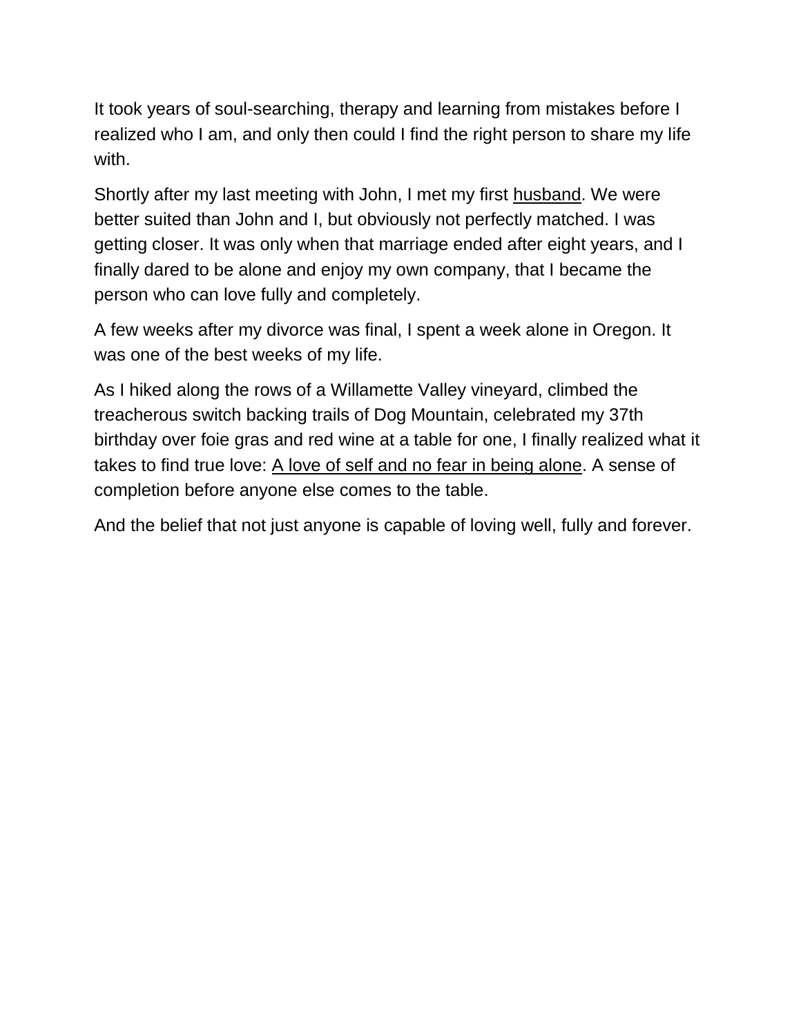It took years of soul-searching, therapy and learning from mistakes before I realized who I am, and only then could I find the right person to share my life with.

Shortly after my last meeting with John, I met my first husband. We were better suited than John and I, but obviously not perfectly matched. I was getting closer. It was only when that marriage ended after eight years, and I finally dared to be alone and enjoy my own company, that I became the person who can love fully and completely.

A few weeks after my divorce was final, I spent a week alone in Oregon. It was one of the best weeks of my life.

As I hiked along the rows of a Willamette Valley vineyard, climbed the treacherous switch backing trails of Dog Mountain, celebrated my 37th birthday over foie gras and red wine at a table for one, I finally realized what it takes to find true love: A love of self and no fear in being alone. A sense of completion before anyone else comes to the table.

And the belief that not just anyone is capable of loving well, fully and forever.